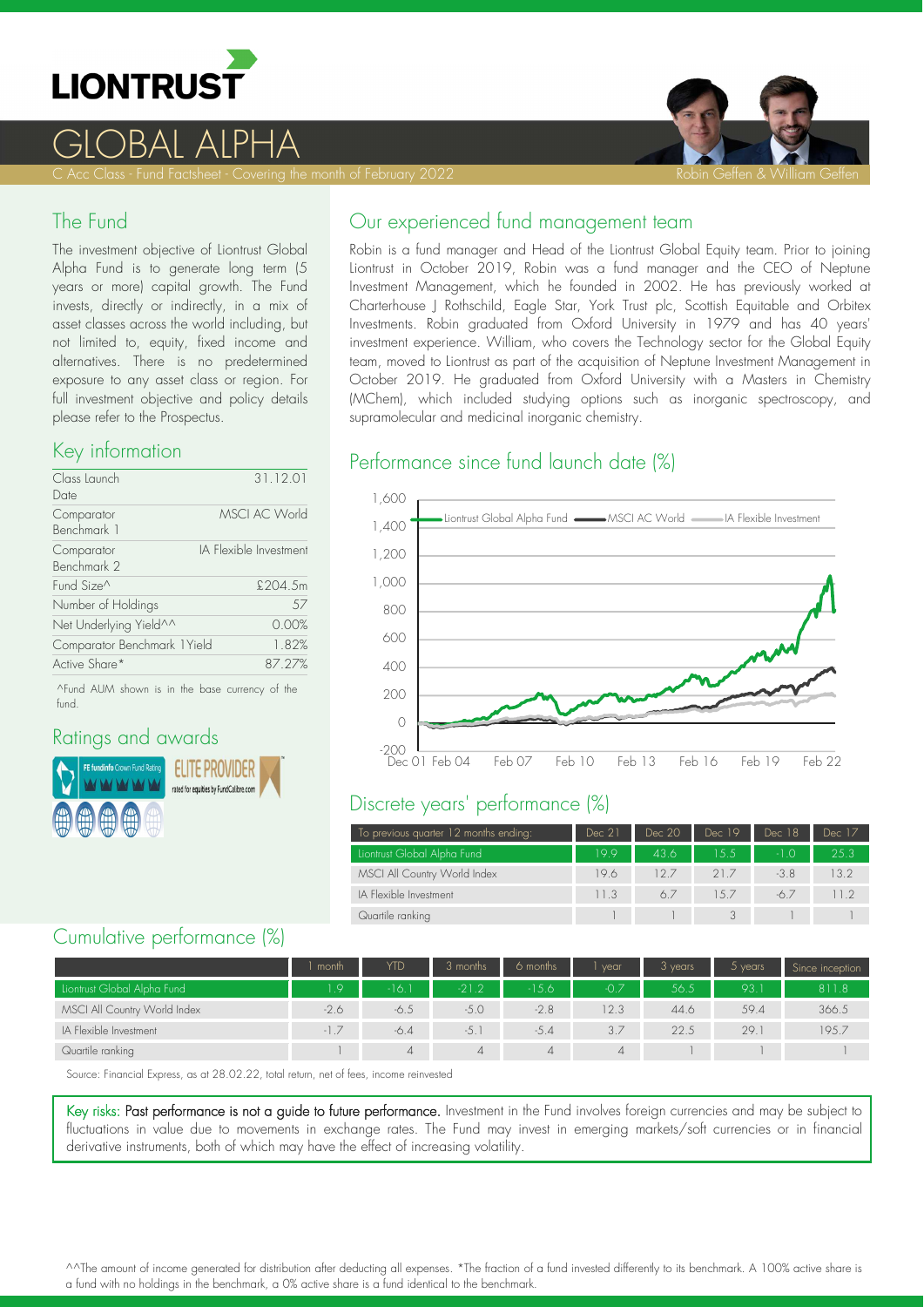# LIONTRUST

# GLOBAL ALPHA

C Acc Class - Fund Factsheet - Covering the month of February 2022

Robin Geffen & William Geffen

## The Fund

The investment objective of Liontrust Global Alpha Fund is to generate long term (5 years or more) capital growth. The Fund invests, directly or indirectly, in a mix of asset classes across the world including, but not limited to, equity, fixed income and alternatives. There is no predetermined exposure to any asset class or region. For full investment objective and policy details please refer to the Prospectus.

## Key information

| | |
|---|---|
| Class Launch Date | 31.12.01 |
| Comparator Benchmark 1 | MSCI AC World |
| Comparator Benchmark 2 | IA Flexible Investment |
| Fund Size^ | £204.5m |
| Number of Holdings | 57 |
| Net Underlying Yield^^ | 0.00% |
| Comparator Benchmark 1Yield | 1.82% |
| Active Share* | 87.27% |

^Fund AUM shown is in the base currency of the fund.

## Ratings and awards

FE fundinfo Crown Fund Rating

ELITE PROVIDER rated for equities by FundCalibre.com

## Our experienced fund management team

Robin is a fund manager and Head of the Liontrust Global Equity team. Prior to joining Liontrust in October 2019, Robin was a fund manager and the CEO of Neptune Investment Management, which he founded in 2002. He has previously worked at Charterhouse J Rothschild, Eagle Star, York Trust plc, Scottish Equitable and Orbitex Investments. Robin graduated from Oxford University in 1979 and has 40 years' investment experience. William, who covers the Technology sector for the Global Equity team, moved to Liontrust as part of the acquisition of Neptune Investment Management in October 2019. He graduated from Oxford University with a Masters in Chemistry (MChem), which included studying options such as inorganic spectroscopy, and supramolecular and medicinal inorganic chemistry.

## Performance since fund launch date (%)

## Discrete years' performance (%)

| To previous quarter 12 months ending: | Dec 21 | Dec 20 | Dec 19 | Dec 18 | Dec 17 |
|---|---|---|---|---|---|
| Liontrust Global Alpha Fund | 19.9 | 43.6 | 15.5 | -1.0 | 25.3 |
| MSCI All Country World Index | 19.6 | 12.7 | 21.7 | -3.8 | 13.2 |
| IA Flexible Investment | 11.3 | 6.7 | 15.7 | -6.7 | 11.2 |
| Quartile ranking | 1 | 1 | 3 | 1 | 1 |

## Cumulative performance (%)

| | 1 month | YTD | 3 months | 6 months | 1 year | 3 years | 5 years | Since inception |
|---|---|---|---|---|---|---|---|---|
| Liontrust Global Alpha Fund | 1.9 | -16.1 | -21.2 | -15.6 | -0.7 | 56.5 | 93.1 | 811.8 |
| MSCI All Country World Index | -2.6 | -6.5 | -5.0 | -2.8 | 12.3 | 44.6 | 59.4 | 366.5 |
| IA Flexible Investment | -1.7 | -6.4 | -5.1 | -5.4 | 3.7 | 22.5 | 29.1 | 195.7 |
| Quartile ranking | 1 | 4 | 4 | 4 | 4 | 1 | 1 | 1 |

Source: Financial Express, as at 28.02.22, total return, net of fees, income reinvested

Key risks: Past performance is not a guide to future performance. Investment in the Fund involves foreign currencies and may be subject to fluctuations in value due to movements in exchange rates. The Fund may invest in emerging markets/soft currencies or in financial derivative instruments, both of which may have the effect of increasing volatility.

^^The amount of income generated for distribution after deducting all expenses. *The fraction of a fund invested differently to its benchmark. A 100% active share is a fund with no holdings in the benchmark, a 0% active share is a fund identical to the benchmark.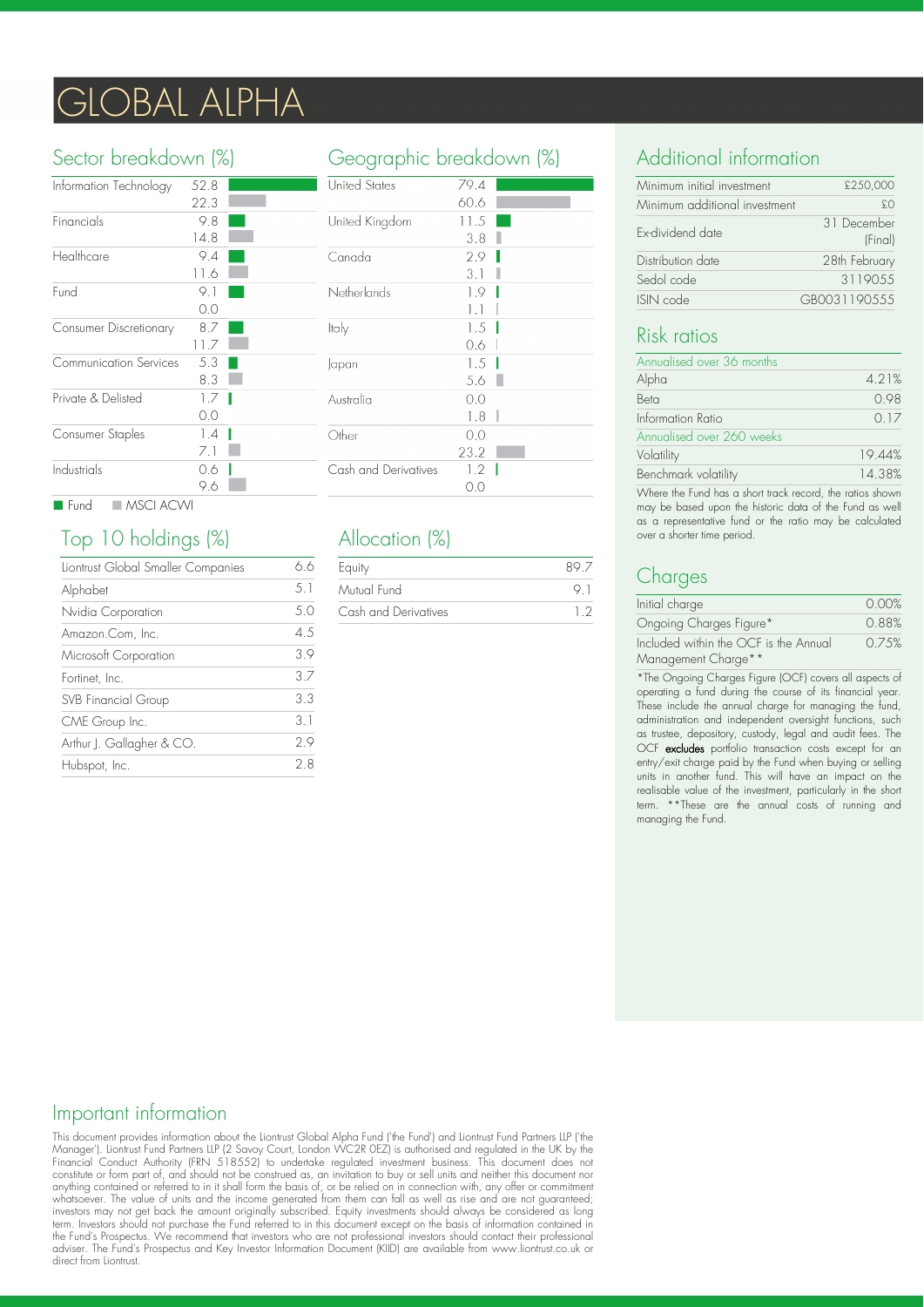# GLOBAL ALPHA

## Sector breakdown (%)

Information Technology 52.8 22.3
Financials 9.8 14.8
Healthcare 9.4 11.6
Fund 9.1 0.0
Consumer Discretionary 8.7 11.7
Communication Services 5.3 8.3
Private & Delisted 1.7 0.0
Consumer Staples 1.4 7.1
Industrials 0.6 9.6

Fund  MSCI ACWI

## Geographic breakdown (%)

United States 79.4 60.6
United Kingdom 11.5 3.8
Canada 2.9 3.1
Netherlands 1.9 1.1
Italy 1.5 0.6
Japan 1.5 5.6
Australia 0.0 1.8
Other 0.0 23.2
Cash and Derivatives 1.2 0.0

## Top 10 holdings (%)

| | |
|---|---|
| Liontrust Global Smaller Companies | 6.6 |
| Alphabet | 5.1 |
| Nvidia Corporation | 5.0 |
| Amazon.Com, Inc. | 4.5 |
| Microsoft Corporation | 3.9 |
| Fortinet, Inc. | 3.7 |
| SVB Financial Group | 3.3 |
| CME Group Inc. | 3.1 |
| Arthur J. Gallagher & CO. | 2.9 |
| Hubspot, Inc. | 2.8 |

## Allocation (%)

| | |
|---|---|
| Equity | 89.7 |
| Mutual Fund | 9.1 |
| Cash and Derivatives | 1.2 |

## Additional information

| | |
|---|---|
| Minimum initial investment | £250,000 |
| Minimum additional investment | £0 |
| Ex-dividend date | 31 December (Final) |
| Distribution date | 28th February |
| Sedol code | 3119055 |
| ISIN code | GB0031190555 |

## Risk ratios

| | |
|---|---|
| Annualised over 36 months | |
| Alpha | 4.21% |
| Beta | 0.98 |
| Information Ratio | 0.17 |
| Annualised over 260 weeks | |
| Volatility | 19.44% |
| Benchmark volatility | 14.38% |

Where the Fund has a short track record, the ratios shown may be based upon the historic data of the Fund as well as a representative fund or the ratio may be calculated over a shorter time period.

## Charges

| | |
|---|---|
| Initial charge | 0.00% |
| Ongoing Charges Figure* | 0.88% |
| Included within the OCF is the Annual Management Charge** | 0.75% |

*The Ongoing Charges Figure (OCF) covers all aspects of operating a fund during the course of its financial year. These include the annual charge for managing the fund, administration and independent oversight functions, such as trustee, depository, custody, legal and audit fees. The OCF **excludes** portfolio transaction costs except for an entry/exit charge paid by the Fund when buying or selling units in another fund. This will have an impact on the realisable value of the investment, particularly in the short term. **These are the annual costs of running and managing the Fund.

## Important information

This document provides information about the Liontrust Global Alpha Fund ('the Fund') and Liontrust Fund Partners LLP ('the Manager'). Liontrust Fund Partners LLP (2 Savoy Court, London WC2R 0EZ) is authorised and regulated in the UK by the Financial Conduct Authority (FRN 518552) to undertake regulated investment business. This document does not constitute or form part of, and should not be construed as, an invitation to buy or sell units and neither this document nor anything contained or referred to in it shall form the basis of, or be relied on in connection with, any offer or commitment whatsoever. The value of units and the income generated from them can fall as well as rise and are not guaranteed; investors may not get back the amount originally subscribed. Equity investments should always be considered as long term. Investors should not purchase the Fund referred to in this document except on the basis of information contained in the Fund's Prospectus. We recommend that investors who are not professional investors should contact their professional adviser. The Fund's Prospectus and Key Investor Information Document (KIID) are available from www.liontrust.co.uk or direct from Liontrust.